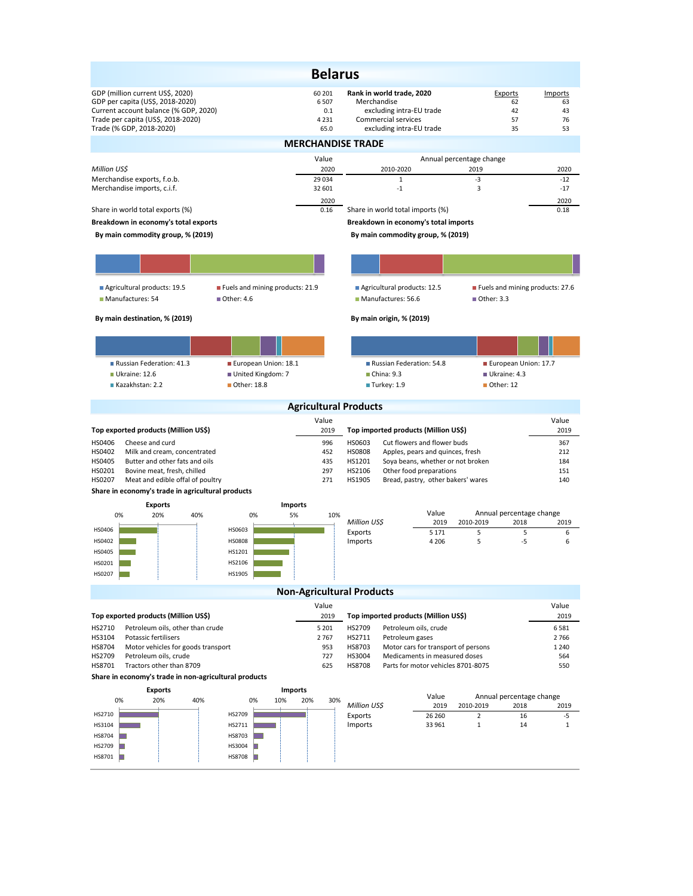# Belarus

| | | Rank in world trade, 2020 | Exports | Imports |
|---|---|---|---|---|
| GDP (million current US$, 2020) | 60 201 | Merchandise | 62 | 63 |
| GDP per capita (US$, 2018-2020) | 6 507 | excluding intra-EU trade | 42 | 43 |
| Current account balance (% GDP, 2020) | 0.1 | Commercial services | 57 | 76 |
| Trade per capita (US$, 2018-2020) | 4 231 | excluding intra-EU trade | 35 | 53 |
| Trade (% GDP, 2018-2020) | 65.0 | | | |

## MERCHANDISE TRADE

| *Million US$* | Value 2020 | Annual percentage change 2010-2020 | 2019 | 2020 |
|---|---|---|---|---|
| Merchandise exports, f.o.b. | 29 034 | 1 | -3 | -12 |
| Merchandise imports, c.i.f. | 32 601 | -1 | 3 | -17 |

| | 2020 | | 2020 |
|---|---|---|---|
| Share in world total exports (%) | 0.16 | Share in world total imports (%) | 0.18 |

**Breakdown in economy's total exports**

**By main commodity group, % (2019)**

- Agricultural products: 19.5
- Fuels and mining products: 21.9
- Manufactures: 54
- Other: 4.6

**By main destination, % (2019)**

- Russian Federation: 41.3
- European Union: 18.1
- Ukraine: 12.6
- United Kingdom: 7
- Kazakhstan: 2.2
- Other: 18.8

**Breakdown in economy's total imports**

**By main commodity group, % (2019)**

- Agricultural products: 12.5
- Fuels and mining products: 27.6
- Manufactures: 56.6
- Other: 3.3

**By main origin, % (2019)**

- Russian Federation: 54.8
- European Union: 17.7
- China: 9.3
- Ukraine: 4.3
- Turkey: 1.9
- Other: 12

## Agricultural Products

| Top exported products (Million US$) | | Value 2019 | Top imported products (Million US$) | | Value 2019 |
|---|---|---|---|---|---|
| HS0406 | Cheese and curd | 996 | HS0603 | Cut flowers and flower buds | 367 |
| HS0402 | Milk and cream, concentrated | 452 | HS0808 | Apples, pears and quinces, fresh | 212 |
| HS0405 | Butter and other fats and oils | 435 | HS1201 | Soya beans, whether or not broken | 184 |
| HS0201 | Bovine meat, fresh, chilled | 297 | HS2106 | Other food preparations | 151 |
| HS0207 | Meat and edible offal of poultry | 271 | HS1905 | Bread, pastry, other bakers' wares | 140 |

**Share in economy's trade in agricultural products**

| *Million US$* | Value 2019 | Annual percentage change 2010-2019 | 2018 | 2019 |
|---|---|---|---|---|
| Exports | 5 171 | 5 | 5 | 6 |
| Imports | 4 206 | 5 | -5 | 6 |

## Non-Agricultural Products

| Top exported products (Million US$) | | Value 2019 | Top imported products (Million US$) | | Value 2019 |
|---|---|---|---|---|---|
| HS2710 | Petroleum oils, other than crude | 5 201 | HS2709 | Petroleum oils, crude | 6 581 |
| HS3104 | Potassic fertilisers | 2 767 | HS2711 | Petroleum gases | 2 766 |
| HS8704 | Motor vehicles for goods transport | 953 | HS8703 | Motor cars for transport of persons | 1 240 |
| HS2709 | Petroleum oils, crude | 727 | HS3004 | Medicaments in measured doses | 564 |
| HS8701 | Tractors other than 8709 | 625 | HS8708 | Parts for motor vehicles 8701-8705 | 550 |

**Share in economy's trade in non-agricultural products**

| *Million US$* | Value 2019 | Annual percentage change 2010-2019 | 2018 | 2019 |
|---|---|---|---|---|
| Exports | 26 260 | 2 | 16 | -5 |
| Imports | 33 961 | 1 | 14 | 1 |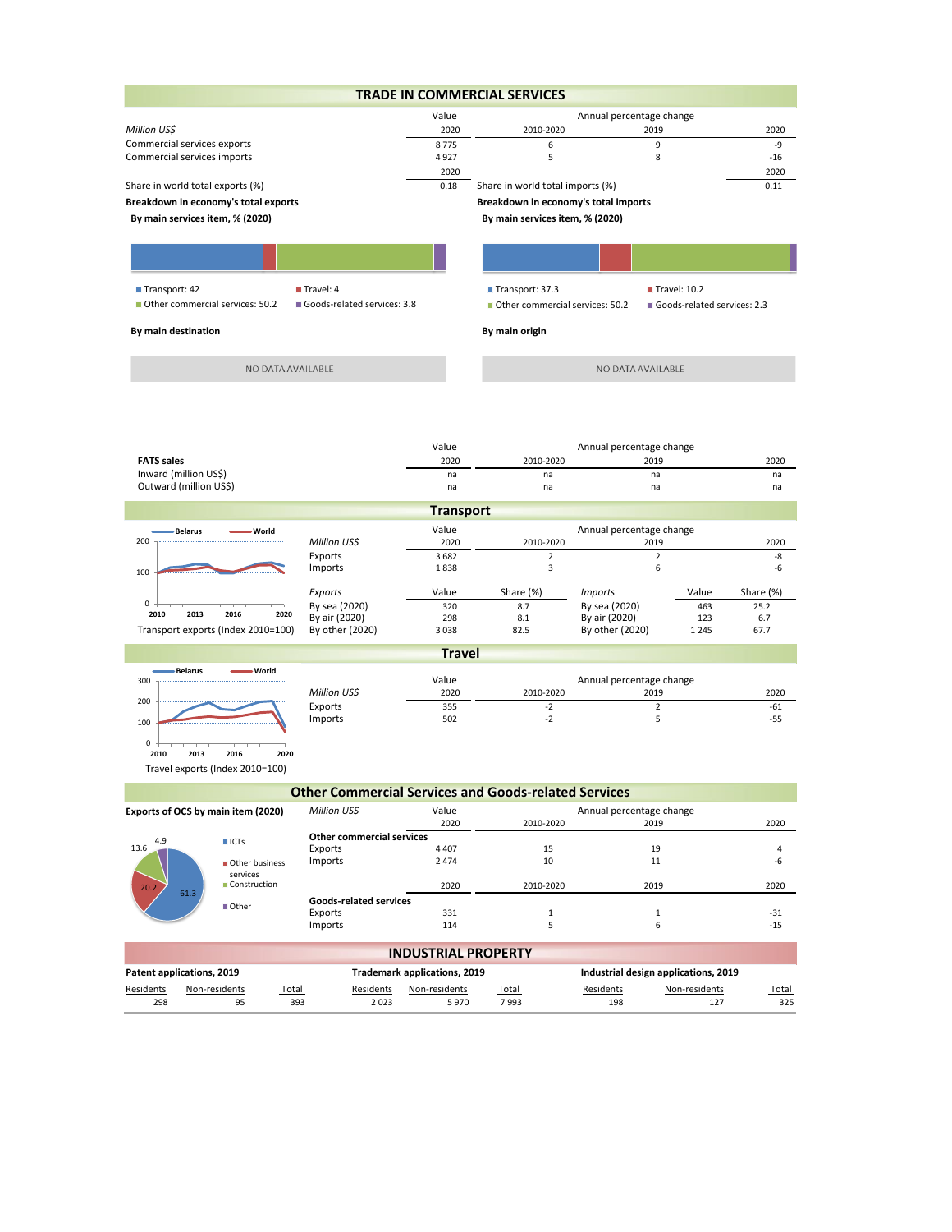## TRADE IN COMMERCIAL SERVICES

| Million US$ | Value 2020 | Annual percentage change 2010-2020 | 2019 | 2020 |
|---|---|---|---|---|
| Commercial services exports | 8 775 | 6 | 9 | -9 |
| Commercial services imports | 4 927 | 5 | 8 | -16 |

| | 2020 | | 2020 |
|---|---|---|---|
| Share in world total exports (%) | 0.18 | Share in world total imports (%) | 0.11 |

**Breakdown in economy's total exports**

**By main services item, % (2020)**

Transport: 42
Travel: 4
Other commercial services: 50.2
Goods-related services: 3.8

**Breakdown in economy's total imports**

**By main services item, % (2020)**

Transport: 37.3
Travel: 10.2
Other commercial services: 50.2
Goods-related services: 2.3

**By main destination**

NO DATA AVAILABLE

**By main origin**

NO DATA AVAILABLE

| FATS sales | Value 2020 | Annual percentage change 2010-2020 | 2019 | 2020 |
|---|---|---|---|---|
| Inward (million US$) | na | na | na | na |
| Outward (million US$) | na | na | na | na |

## Transport

Belarus
World
200
100
0
2010
2013
2016
2020
Transport exports (Index 2010=100)

| Million US$ | Value 2020 | Annual percentage change 2010-2020 | 2019 | 2020 |
|---|---|---|---|---|
| Exports | 3 682 | 2 | 2 | -8 |
| Imports | 1 838 | 3 | 6 | -6 |

| Exports | Value | Share (%) | Imports | Value | Share (%) |
|---|---|---|---|---|---|
| By sea (2020) | 320 | 8.7 | By sea (2020) | 463 | 25.2 |
| By air (2020) | 298 | 8.1 | By air (2020) | 123 | 6.7 |
| By other (2020) | 3 038 | 82.5 | By other (2020) | 1 245 | 67.7 |

## Travel

Belarus
World
300
200
100
0
2010
2013
2016
2020
Travel exports (Index 2010=100)

| Million US$ | Value 2020 | Annual percentage change 2010-2020 | 2019 | 2020 |
|---|---|---|---|---|
| Exports | 355 | -2 | 2 | -61 |
| Imports | 502 | -2 | 5 | -55 |

## Other Commercial Services and Goods-related Services

**Exports of OCS by main item (2020)**

4.9
13.6
20.2
61.3
ICTs
Other business services
Construction
Other

| Million US$ | Value 2020 | Annual percentage change 2010-2020 | 2019 | 2020 |
|---|---|---|---|---|
| **Other commercial services** | | | | |
| Exports | 4 407 | 15 | 19 | 4 |
| Imports | 2 474 | 10 | 11 | -6 |

| | 2020 | 2010-2020 | 2019 | 2020 |
|---|---|---|---|---|
| **Goods-related services** | | | | |
| Exports | 331 | 1 | 1 | -31 |
| Imports | 114 | 5 | 6 | -15 |

## INDUSTRIAL PROPERTY

| Patent applications, 2019 | | | Trademark applications, 2019 | | | Industrial design applications, 2019 | | |
|---|---|---|---|---|---|---|---|---|
| Residents | Non-residents | Total | Residents | Non-residents | Total | Residents | Non-residents | Total |
| 298 | 95 | 393 | 2 023 | 5 970 | 7 993 | 198 | 127 | 325 |